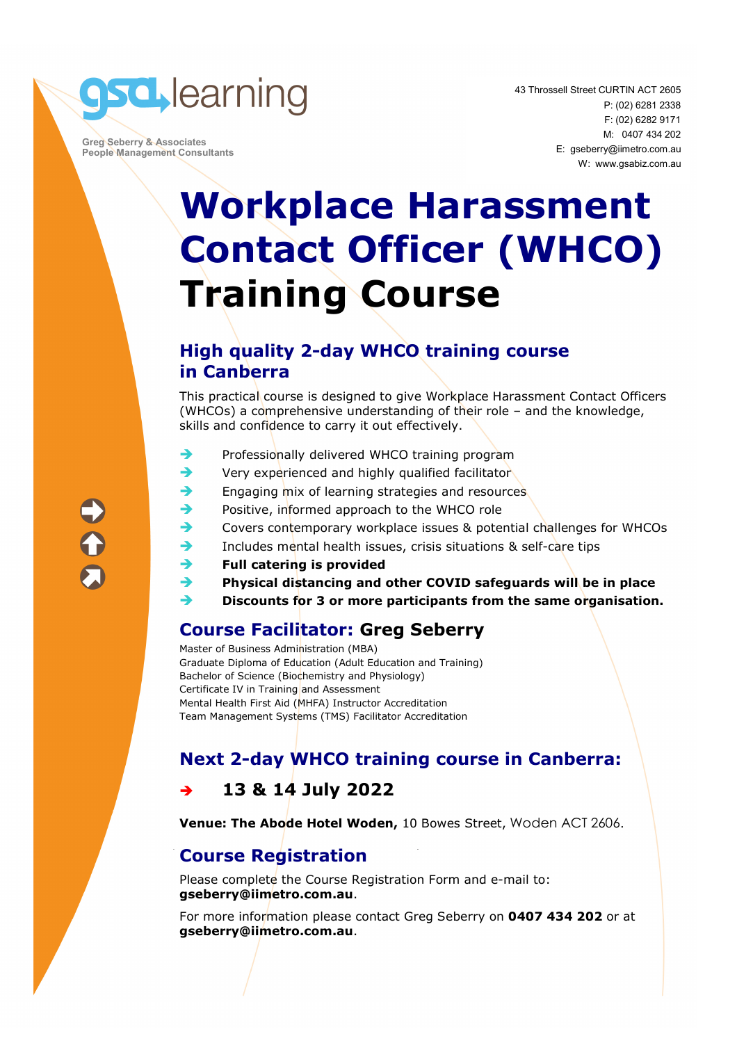gsa learning

Greg Seberry & Associates
People Management Consultants

43 Throssell Street CURTIN ACT 2605
P: (02) 6281 2338
F: (02) 6282 9171
M: 0407 434 202
E: gseberry@iimetro.com.au
W: www.gsabiz.com.au

# Workplace Harassment Contact Officer (WHCO) Training Course

## High quality 2-day WHCO training course in Canberra

This practical course is designed to give Workplace Harassment Contact Officers (WHCOs) a comprehensive understanding of their role – and the knowledge, skills and confidence to carry it out effectively.

- Professionally delivered WHCO training program
- Very experienced and highly qualified facilitator
- Engaging mix of learning strategies and resources
- Positive, informed approach to the WHCO role
- Covers contemporary workplace issues & potential challenges for WHCOs
- Includes mental health issues, crisis situations & self-care tips
- **Full catering is provided**
- **Physical distancing and other COVID safeguards will be in place**
- **Discounts for 3 or more participants from the same organisation.**

## Course Facilitator: Greg Seberry

Master of Business Administration (MBA)
Graduate Diploma of Education (Adult Education and Training)
Bachelor of Science (Biochemistry and Physiology)
Certificate IV in Training and Assessment
Mental Health First Aid (MHFA) Instructor Accreditation
Team Management Systems (TMS) Facilitator Accreditation

## Next 2-day WHCO training course in Canberra:

- **13 & 14 July 2022**

**Venue: The Abode Hotel Woden,** 10 Bowes Street, Woden ACT 2606.

## Course Registration

Please complete the Course Registration Form and e-mail to: **gseberry@iimetro.com.au**.

For more information please contact Greg Seberry on **0407 434 202** or at **gseberry@iimetro.com.au**.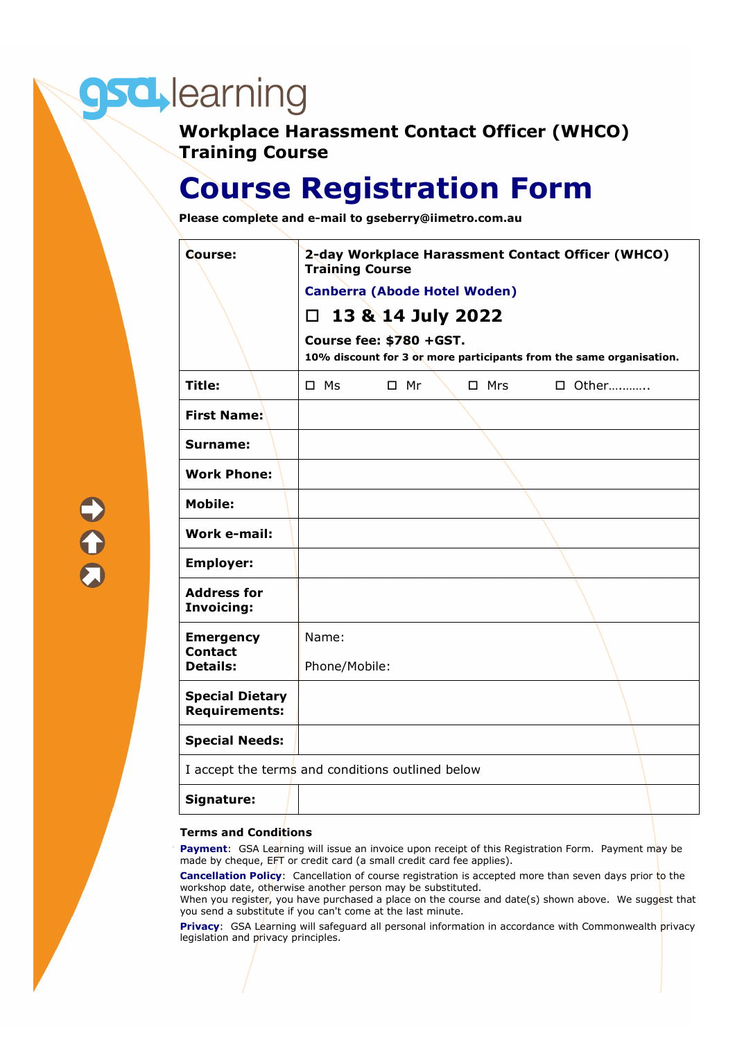gsa learning

# Workplace Harassment Contact Officer (WHCO) Training Course

# Course Registration Form

**Please complete and e-mail to gseberry@iimetro.com.au**

| | |
|---|---|
| **Course:** | **2-day Workplace Harassment Contact Officer (WHCO) Training Course**<br>**Canberra (Abode Hotel Woden)**<br>☐ **13 & 14 July 2022**<br>**Course fee: $780 +GST.**<br>**10% discount for 3 or more participants from the same organisation.** |
| **Title:** | ☐ Ms ☐ Mr ☐ Mrs ☐ Other……….. |
| **First Name:** | |
| **Surname:** | |
| **Work Phone:** | |
| **Mobile:** | |
| **Work e-mail:** | |
| **Employer:** | |
| **Address for Invoicing:** | |
| **Emergency Contact Details:** | Name:<br>Phone/Mobile: |
| **Special Dietary Requirements:** | |
| **Special Needs:** | |
| I accept the terms and conditions outlined below | |
| **Signature:** | |

**Terms and Conditions**

**Payment**: GSA Learning will issue an invoice upon receipt of this Registration Form. Payment may be made by cheque, EFT or credit card (a small credit card fee applies).

**Cancellation Policy**: Cancellation of course registration is accepted more than seven days prior to the workshop date, otherwise another person may be substituted.
When you register, you have purchased a place on the course and date(s) shown above. We suggest that you send a substitute if you can't come at the last minute.

**Privacy**: GSA Learning will safeguard all personal information in accordance with Commonwealth privacy legislation and privacy principles.